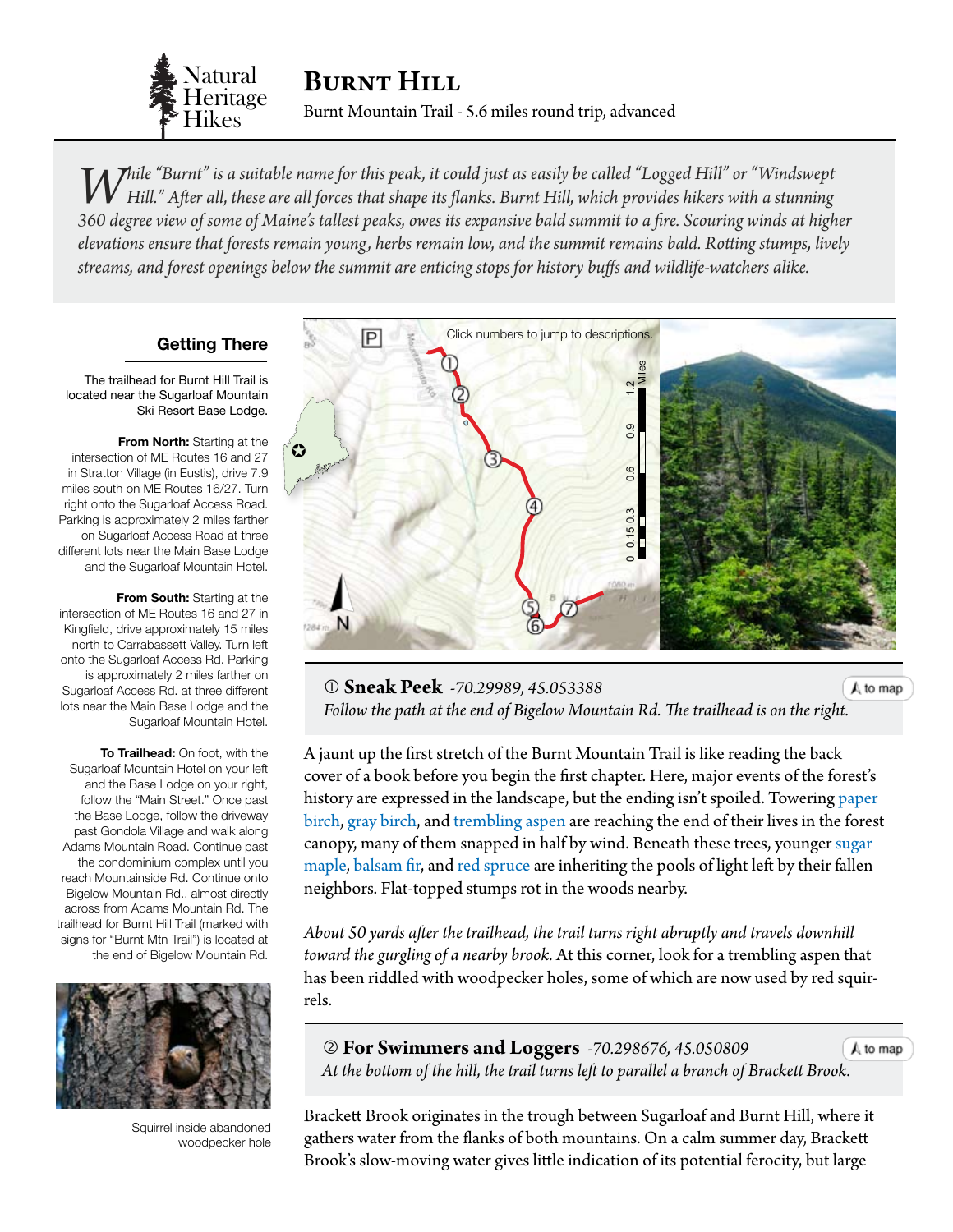Natural Heritage Hikes

# Burnt Hill

Burnt Mountain Trail - 5.6 miles round trip, advanced

*While "Burnt" is a suitable name for this peak, it could just as easily be called "Logged Hill" or "Windswept Hill." After all, these are all forces that shape its flanks. Burnt Hill, which provides hikers with a stunning 360 degree view of some of Maine's tallest peaks, owes its expansive bald summit to a fire. Scouring winds at higher elevations ensure that forests remain young, herbs remain low, and the summit remains bald. Rotting stumps, lively streams, and forest openings below the summit are enticing stops for history buffs and wildlife-watchers alike.*

## Getting There

The trailhead for Burnt Hill Trail is located near the Sugarloaf Mountain Ski Resort Base Lodge.

**From North:** Starting at the intersection of ME Routes 16 and 27 in Stratton Village (in Eustis), drive 7.9 miles south on ME Routes 16/27. Turn right onto the Sugarloaf Access Road. Parking is approximately 2 miles farther on Sugarloaf Access Road at three different lots near the Main Base Lodge and the Sugarloaf Mountain Hotel.

**From South:** Starting at the intersection of ME Routes 16 and 27 in Kingfield, drive approximately 15 miles north to Carrabassett Valley. Turn left onto the Sugarloaf Access Rd. Parking is approximately 2 miles farther on Sugarloaf Access Rd. at three different lots near the Main Base Lodge and the Sugarloaf Mountain Hotel.

**To Trailhead:** On foot, with the Sugarloaf Mountain Hotel on your left and the Base Lodge on your right, follow the "Main Street." Once past the Base Lodge, follow the driveway past Gondola Village and walk along Adams Mountain Road. Continue past the condominium complex until you reach Mountainside Rd. Continue onto Bigelow Mountain Rd., almost directly across from Adams Mountain Rd. The trailhead for Burnt Hill Trail (marked with signs for "Burnt Mtn Trail") is located at the end of Bigelow Mountain Rd.

Squirrel inside abandoned woodpecker hole

Click numbers to jump to descriptions.

### ① Sneak Peek *-70.29989, 45.053388*

to map

*Follow the path at the end of Bigelow Mountain Rd. The trailhead is on the right.*

A jaunt up the first stretch of the Burnt Mountain Trail is like reading the back cover of a book before you begin the first chapter. Here, major events of the forest's history are expressed in the landscape, but the ending isn't spoiled. Towering paper birch, gray birch, and trembling aspen are reaching the end of their lives in the forest canopy, many of them snapped in half by wind. Beneath these trees, younger sugar maple, balsam fir, and red spruce are inheriting the pools of light left by their fallen neighbors. Flat-topped stumps rot in the woods nearby.

*About 50 yards after the trailhead, the trail turns right abruptly and travels downhill toward the gurgling of a nearby brook.* At this corner, look for a trembling aspen that has been riddled with woodpecker holes, some of which are now used by red squirrels.

### ② For Swimmers and Loggers *-70.298676, 45.050809*

to map

*At the bottom of the hill, the trail turns left to parallel a branch of Brackett Brook.*

Brackett Brook originates in the trough between Sugarloaf and Burnt Hill, where it gathers water from the flanks of both mountains. On a calm summer day, Brackett Brook's slow-moving water gives little indication of its potential ferocity, but large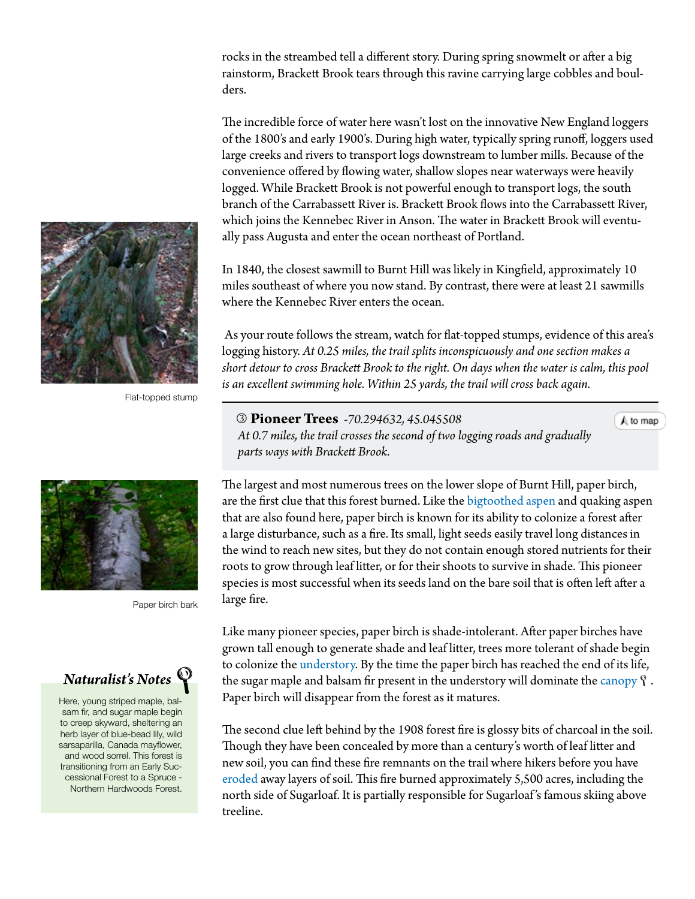rocks in the streambed tell a different story. During spring snowmelt or after a big rainstorm, Brackett Brook tears through this ravine carrying large cobbles and boulders.

The incredible force of water here wasn't lost on the innovative New England loggers of the 1800's and early 1900's. During high water, typically spring runoff, loggers used large creeks and rivers to transport logs downstream to lumber mills. Because of the convenience offered by flowing water, shallow slopes near waterways were heavily logged. While Brackett Brook is not powerful enough to transport logs, the south branch of the Carrabassett River is. Brackett Brook flows into the Carrabassett River, which joins the Kennebec River in Anson. The water in Brackett Brook will eventually pass Augusta and enter the ocean northeast of Portland.

In 1840, the closest sawmill to Burnt Hill was likely in Kingfield, approximately 10 miles southeast of where you now stand. By contrast, there were at least 21 sawmills where the Kennebec River enters the ocean.

As your route follows the stream, watch for flat-topped stumps, evidence of this area's logging history. *At 0.25 miles, the trail splits inconspicuously and one section makes a short detour to cross Brackett Brook to the right. On days when the water is calm, this pool is an excellent swimming hole. Within 25 yards, the trail will cross back again.*

Flat-topped stump

### ③ Pioneer Trees *-70.294632, 45.045508*

*At 0.7 miles, the trail crosses the second of two logging roads and gradually parts ways with Brackett Brook.*

to map

The largest and most numerous trees on the lower slope of Burnt Hill, paper birch, are the first clue that this forest burned. Like the bigtoothed aspen and quaking aspen that are also found here, paper birch is known for its ability to colonize a forest after a large disturbance, such as a fire. Its small, light seeds easily travel long distances in the wind to reach new sites, but they do not contain enough stored nutrients for their roots to grow through leaf litter, or for their shoots to survive in shade. This pioneer species is most successful when its seeds land on the bare soil that is often left after a large fire.

Paper birch bark

Like many pioneer species, paper birch is shade-intolerant. After paper birches have grown tall enough to generate shade and leaf litter, trees more tolerant of shade begin to colonize the understory. By the time the paper birch has reached the end of its life, the sugar maple and balsam fir present in the understory will dominate the canopy. Paper birch will disappear from the forest as it matures.

The second clue left behind by the 1908 forest fire is glossy bits of charcoal in the soil. Though they have been concealed by more than a century's worth of leaf litter and new soil, you can find these fire remnants on the trail where hikers before you have eroded away layers of soil. This fire burned approximately 5,500 acres, including the north side of Sugarloaf. It is partially responsible for Sugarloaf's famous skiing above treeline.

#### *Naturalist's Notes*

Here, young striped maple, balsam fir, and sugar maple begin to creep skyward, sheltering an herb layer of blue-bead lily, wild sarsaparilla, Canada mayflower, and wood sorrel. This forest is transitioning from an Early Successional Forest to a Spruce - Northern Hardwoods Forest.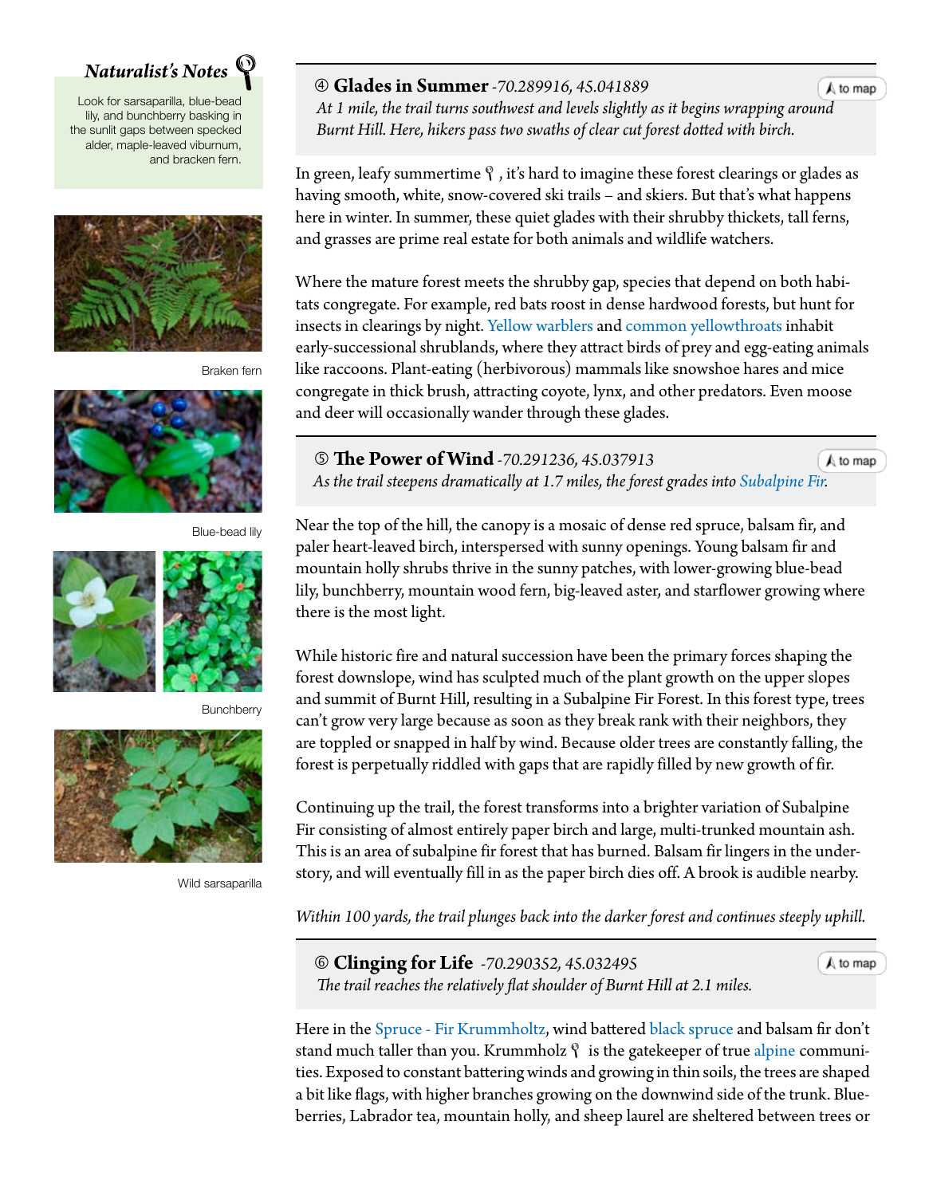### Naturalist's Notes

Look for sarsaparilla, blue-bead lily, and bunchberry basking in the sunlit gaps between specked alder, maple-leaved viburnum, and bracken fern.

Braken fern

Blue-bead lily

Bunchberry

Wild sarsaparilla

## ④ Glades in Summer -70.289916, 45.041889

to map

*At 1 mile, the trail turns southwest and levels slightly as it begins wrapping around Burnt Hill. Here, hikers pass two swaths of clear cut forest dotted with birch.*

In green, leafy summertime, it's hard to imagine these forest clearings or glades as having smooth, white, snow-covered ski trails – and skiers. But that's what happens here in winter. In summer, these quiet glades with their shrubby thickets, tall ferns, and grasses are prime real estate for both animals and wildlife watchers.

Where the mature forest meets the shrubby gap, species that depend on both habitats congregate. For example, red bats roost in dense hardwood forests, but hunt for insects in clearings by night. Yellow warblers and common yellowthroats inhabit early-successional shrublands, where they attract birds of prey and egg-eating animals like raccoons. Plant-eating (herbivorous) mammals like snowshoe hares and mice congregate in thick brush, attracting coyote, lynx, and other predators. Even moose and deer will occasionally wander through these glades.

## ⑤ The Power of Wind -70.291236, 45.037913

to map

*As the trail steepens dramatically at 1.7 miles, the forest grades into Subalpine Fir.*

Near the top of the hill, the canopy is a mosaic of dense red spruce, balsam fir, and paler heart-leaved birch, interspersed with sunny openings. Young balsam fir and mountain holly shrubs thrive in the sunny patches, with lower-growing blue-bead lily, bunchberry, mountain wood fern, big-leaved aster, and starflower growing where there is the most light.

While historic fire and natural succession have been the primary forces shaping the forest downslope, wind has sculpted much of the plant growth on the upper slopes and summit of Burnt Hill, resulting in a Subalpine Fir Forest. In this forest type, trees can't grow very large because as soon as they break rank with their neighbors, they are toppled or snapped in half by wind. Because older trees are constantly falling, the forest is perpetually riddled with gaps that are rapidly filled by new growth of fir.

Continuing up the trail, the forest transforms into a brighter variation of Subalpine Fir consisting of almost entirely paper birch and large, multi-trunked mountain ash. This is an area of subalpine fir forest that has burned. Balsam fir lingers in the understory, and will eventually fill in as the paper birch dies off. A brook is audible nearby.

*Within 100 yards, the trail plunges back into the darker forest and continues steeply uphill.*

## ⑥ Clinging for Life -70.290352, 45.032495

to map

*The trail reaches the relatively flat shoulder of Burnt Hill at 2.1 miles.*

Here in the Spruce - Fir Krummholtz, wind battered black spruce and balsam fir don't stand much taller than you. Krummholz is the gatekeeper of true alpine communities. Exposed to constant battering winds and growing in thin soils, the trees are shaped a bit like flags, with higher branches growing on the downwind side of the trunk. Blueberries, Labrador tea, mountain holly, and sheep laurel are sheltered between trees or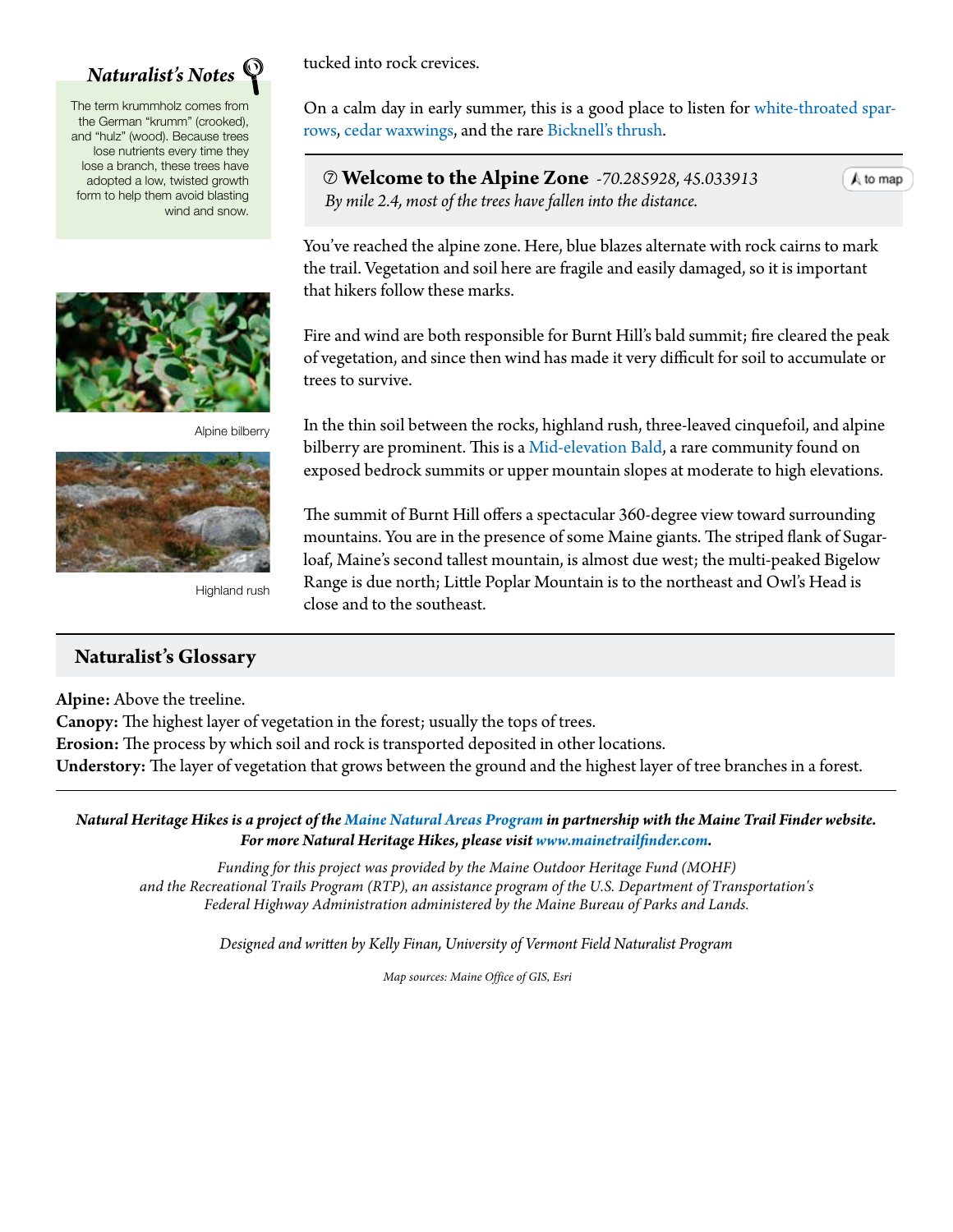tucked into rock crevices.

On a calm day in early summer, this is a good place to listen for white-throated sparrows, cedar waxwings, and the rare Bicknell's thrush.

### ⑦ Welcome to the Alpine Zone *-70.285928, 45.033913*

*By mile 2.4, most of the trees have fallen into the distance.*

to map

You've reached the alpine zone. Here, blue blazes alternate with rock cairns to mark the trail. Vegetation and soil here are fragile and easily damaged, so it is important that hikers follow these marks.

Fire and wind are both responsible for Burnt Hill's bald summit; fire cleared the peak of vegetation, and since then wind has made it very difficult for soil to accumulate or trees to survive.

In the thin soil between the rocks, highland rush, three-leaved cinquefoil, and alpine bilberry are prominent. This is a Mid-elevation Bald, a rare community found on exposed bedrock summits or upper mountain slopes at moderate to high elevations.

The summit of Burnt Hill offers a spectacular 360-degree view toward surrounding mountains. You are in the presence of some Maine giants. The striped flank of Sugarloaf, Maine's second tallest mountain, is almost due west; the multi-peaked Bigelow Range is due north; Little Poplar Mountain is to the northeast and Owl's Head is close and to the southeast.

### *Naturalist's Notes*

The term krummholz comes from the German "krumm" (crooked), and "hulz" (wood). Because trees lose nutrients every time they lose a branch, these trees have adopted a low, twisted growth form to help them avoid blasting wind and snow.

Alpine bilberry

Highland rush

## Naturalist's Glossary

**Alpine:** Above the treeline.
**Canopy:** The highest layer of vegetation in the forest; usually the tops of trees.
**Erosion:** The process by which soil and rock is transported deposited in other locations.
**Understory:** The layer of vegetation that grows between the ground and the highest layer of tree branches in a forest.

***Natural Heritage Hikes is a project of the Maine Natural Areas Program in partnership with the Maine Trail Finder website. For more Natural Heritage Hikes, please visit www.mainetrailfinder.com.***

*Funding for this project was provided by the Maine Outdoor Heritage Fund (MOHF) and the Recreational Trails Program (RTP), an assistance program of the U.S. Department of Transportation's Federal Highway Administration administered by the Maine Bureau of Parks and Lands.*

*Designed and written by Kelly Finan, University of Vermont Field Naturalist Program*

*Map sources: Maine Office of GIS, Esri*